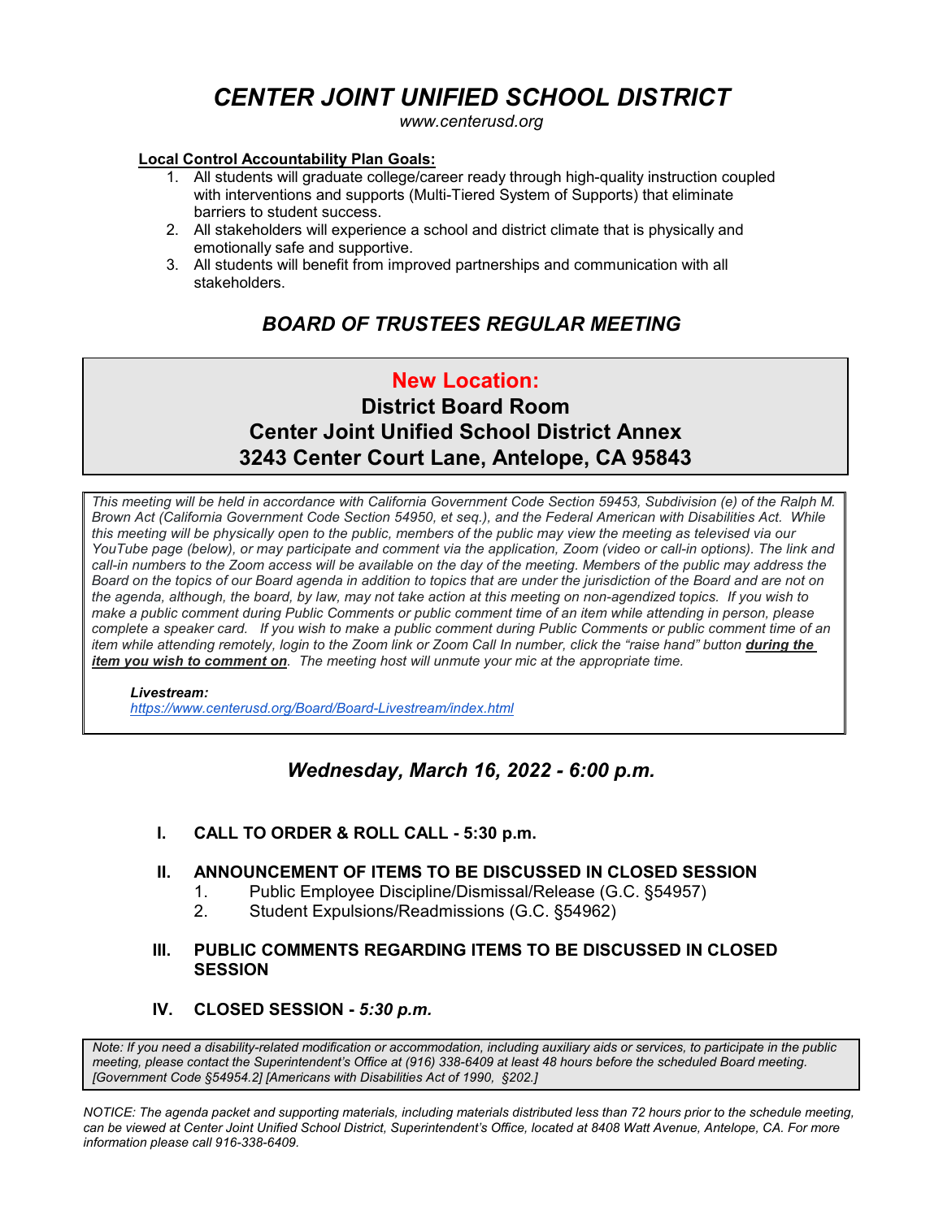# *CENTER JOINT UNIFIED SCHOOL DISTRICT*

*www.centerusd.org*

**Local Control Accountability Plan Goals:**

1. All students will graduate college/career ready through high-quality instruction coupled with interventions and supports (Multi-Tiered System of Supports) that eliminate barriers to student success.
2. All stakeholders will experience a school and district climate that is physically and emotionally safe and supportive.
3. All students will benefit from improved partnerships and communication with all stakeholders.

## *BOARD OF TRUSTEES REGULAR MEETING*

**New Location:**

**District Board Room**
**Center Joint Unified School District Annex**
**3243 Center Court Lane, Antelope, CA 95843**

*This meeting will be held in accordance with California Government Code Section 59453, Subdivision (e) of the Ralph M. Brown Act (California Government Code Section 54950, et seq.), and the Federal American with Disabilities Act. While this meeting will be physically open to the public, members of the public may view the meeting as televised via our YouTube page (below), or may participate and comment via the application, Zoom (video or call-in options). The link and call-in numbers to the Zoom access will be available on the day of the meeting. Members of the public may address the Board on the topics of our Board agenda in addition to topics that are under the jurisdiction of the Board and are not on the agenda, although, the board, by law, may not take action at this meeting on non-agendized topics. If you wish to make a public comment during Public Comments or public comment time of an item while attending in person, please complete a speaker card. If you wish to make a public comment during Public Comments or public comment time of an item while attending remotely, login to the Zoom link or Zoom Call In number, click the "raise hand" button **during the item you wish to comment on**. The meeting host will unmute your mic at the appropriate time.*

***Livestream:***
*https://www.centerusd.org/Board/Board-Livestream/index.html*

### *Wednesday, March 16, 2022 - 6:00 p.m.*

**I. CALL TO ORDER & ROLL CALL - 5:30 p.m.**

**II. ANNOUNCEMENT OF ITEMS TO BE DISCUSSED IN CLOSED SESSION**

1. Public Employee Discipline/Dismissal/Release (G.C. §54957)
2. Student Expulsions/Readmissions (G.C. §54962)

**III. PUBLIC COMMENTS REGARDING ITEMS TO BE DISCUSSED IN CLOSED SESSION**

**IV. CLOSED SESSION -** ***5:30 p.m.***

*Note: If you need a disability-related modification or accommodation, including auxiliary aids or services, to participate in the public meeting, please contact the Superintendent's Office at (916) 338-6409 at least 48 hours before the scheduled Board meeting. [Government Code §54954.2] [Americans with Disabilities Act of 1990, §202.]*

*NOTICE: The agenda packet and supporting materials, including materials distributed less than 72 hours prior to the schedule meeting, can be viewed at Center Joint Unified School District, Superintendent's Office, located at 8408 Watt Avenue, Antelope, CA. For more information please call 916-338-6409.*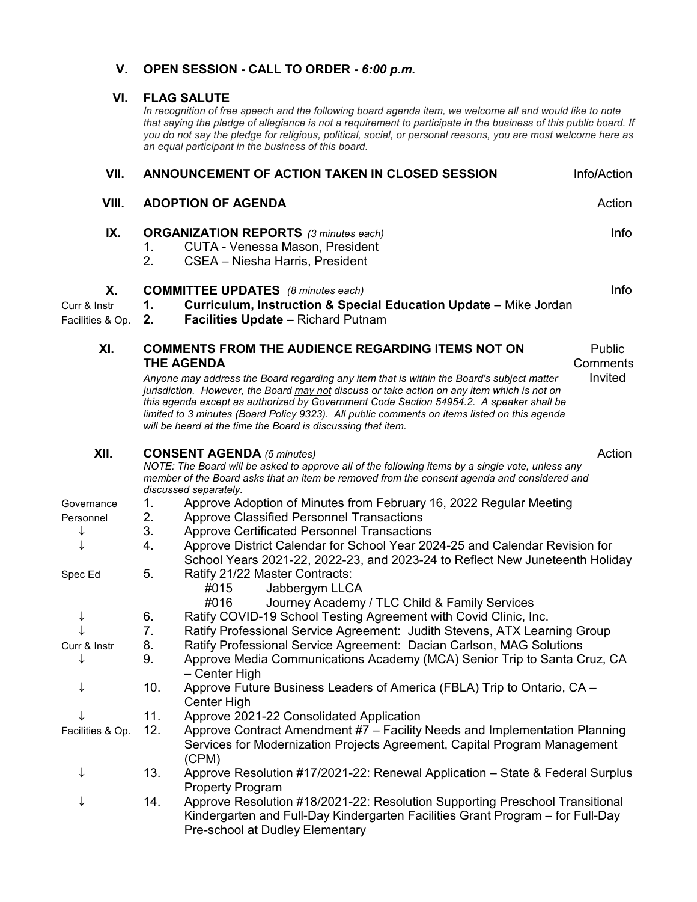## V. OPEN SESSION - CALL TO ORDER - *6:00 p.m.*

## VI. FLAG SALUTE

*In recognition of free speech and the following board agenda item, we welcome all and would like to note that saying the pledge of allegiance is not a requirement to participate in the business of this public board. If you do not say the pledge for religious, political, social, or personal reasons, you are most welcome here as an equal participant in the business of this board.*

## VII. ANNOUNCEMENT OF ACTION TAKEN IN CLOSED SESSION — Info/Action

## VIII. ADOPTION OF AGENDA — Action

## IX. ORGANIZATION REPORTS *(3 minutes each)* — Info

1. CUTA - Venessa Mason, President
2. CSEA – Niesha Harris, President

## X. COMMITTEE UPDATES *(8 minutes each)* — Info

| | | |
|---|---|---|
| Curr & Instr | **1.** | **Curriculum, Instruction & Special Education Update** – Mike Jordan |
| Facilities & Op. | **2.** | **Facilities Update** – Richard Putnam |

## XI. COMMENTS FROM THE AUDIENCE REGARDING ITEMS NOT ON THE AGENDA — Public Comments Invited

*Anyone may address the Board regarding any item that is within the Board's subject matter jurisdiction. However, the Board may not discuss or take action on any item which is not on this agenda except as authorized by Government Code Section 54954.2. A speaker shall be limited to 3 minutes (Board Policy 9323). All public comments on items listed on this agenda will be heard at the time the Board is discussing that item.*

## XII. CONSENT AGENDA *(5 minutes)* — Action

*NOTE: The Board will be asked to approve all of the following items by a single vote, unless any member of the Board asks that an item be removed from the consent agenda and considered and discussed separately.*

| | | |
|---|---|---|
| Governance | 1. | Approve Adoption of Minutes from February 16, 2022 Regular Meeting |
| Personnel | 2. | Approve Classified Personnel Transactions |
| ↓ | 3. | Approve Certificated Personnel Transactions |
| ↓ | 4. | Approve District Calendar for School Year 2024-25 and Calendar Revision for School Years 2021-22, 2022-23, and 2023-24 to Reflect New Juneteenth Holiday |
| Spec Ed | 5. | Ratify 21/22 Master Contracts: #015 Jabbergym LLCA; #016 Journey Academy / TLC Child & Family Services |
| ↓ | 6. | Ratify COVID-19 School Testing Agreement with Covid Clinic, Inc. |
| ↓ | 7. | Ratify Professional Service Agreement: Judith Stevens, ATX Learning Group |
| Curr & Instr | 8. | Ratify Professional Service Agreement: Dacian Carlson, MAG Solutions |
| ↓ | 9. | Approve Media Communications Academy (MCA) Senior Trip to Santa Cruz, CA – Center High |
| ↓ | 10. | Approve Future Business Leaders of America (FBLA) Trip to Ontario, CA – Center High |
| ↓ | 11. | Approve 2021-22 Consolidated Application |
| Facilities & Op. | 12. | Approve Contract Amendment #7 – Facility Needs and Implementation Planning Services for Modernization Projects Agreement, Capital Program Management (CPM) |
| ↓ | 13. | Approve Resolution #17/2021-22: Renewal Application – State & Federal Surplus Property Program |
| ↓ | 14. | Approve Resolution #18/2021-22: Resolution Supporting Preschool Transitional Kindergarten and Full-Day Kindergarten Facilities Grant Program – for Full-Day Pre-school at Dudley Elementary |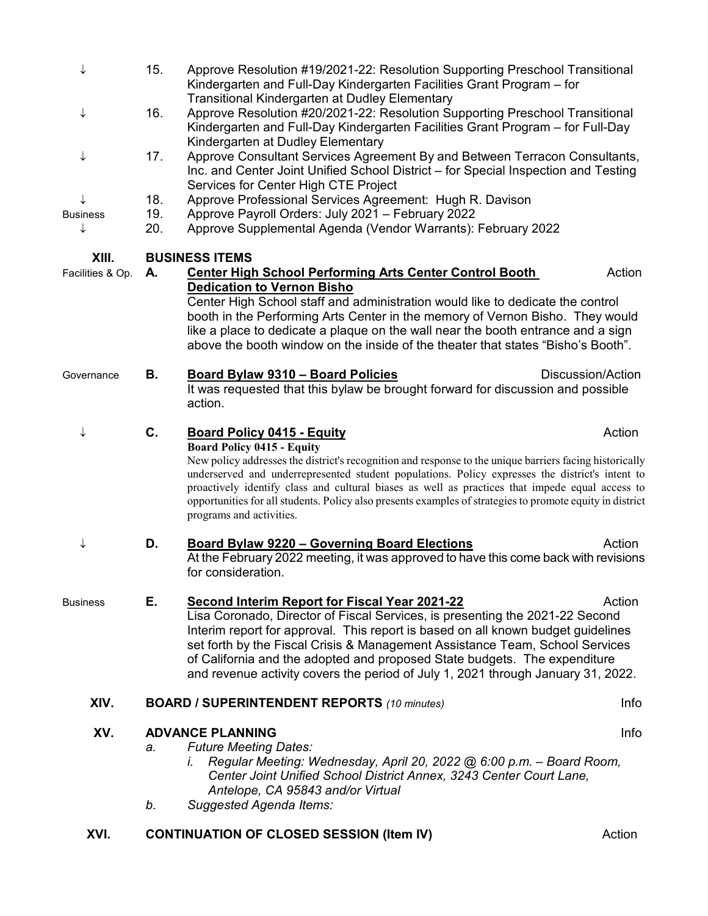| | | |
|---|---|---|
| ↓ | 15. | Approve Resolution #19/2021-22: Resolution Supporting Preschool Transitional Kindergarten and Full-Day Kindergarten Facilities Grant Program – for Transitional Kindergarten at Dudley Elementary |
| ↓ | 16. | Approve Resolution #20/2021-22: Resolution Supporting Preschool Transitional Kindergarten and Full-Day Kindergarten Facilities Grant Program – for Full-Day Kindergarten at Dudley Elementary |
| ↓ | 17. | Approve Consultant Services Agreement By and Between Terracon Consultants, Inc. and Center Joint Unified School District – for Special Inspection and Testing Services for Center High CTE Project |
| ↓ | 18. | Approve Professional Services Agreement: Hugh R. Davison |
| Business | 19. | Approve Payroll Orders: July 2021 – February 2022 |
| ↓ | 20. | Approve Supplemental Agenda (Vendor Warrants): February 2022 |

## XIII. BUSINESS ITEMS

Facilities & Op. **A. Center High School Performing Arts Center Control Booth Dedication to Vernon Bisho** — Action

Center High School staff and administration would like to dedicate the control booth in the Performing Arts Center in the memory of Vernon Bisho. They would like a place to dedicate a plaque on the wall near the booth entrance and a sign above the booth window on the inside of the theater that states "Bisho's Booth".

Governance **B. Board Bylaw 9310 – Board Policies** — Discussion/Action

It was requested that this bylaw be brought forward for discussion and possible action.

↓ **C. Board Policy 0415 - Equity** — Action

**Board Policy 0415 - Equity**

New policy addresses the district's recognition and response to the unique barriers facing historically underserved and underrepresented student populations. Policy expresses the district's intent to proactively identify class and cultural biases as well as practices that impede equal access to opportunities for all students. Policy also presents examples of strategies to promote equity in district programs and activities.

↓ **D. Board Bylaw 9220 – Governing Board Elections** — Action

At the February 2022 meeting, it was approved to have this come back with revisions for consideration.

Business **E. Second Interim Report for Fiscal Year 2021-22** — Action

Lisa Coronado, Director of Fiscal Services, is presenting the 2021-22 Second Interim report for approval. This report is based on all known budget guidelines set forth by the Fiscal Crisis & Management Assistance Team, School Services of California and the adopted and proposed State budgets. The expenditure and revenue activity covers the period of July 1, 2021 through January 31, 2022.

## XIV. BOARD / SUPERINTENDENT REPORTS *(10 minutes)* — Info

## XV. ADVANCE PLANNING — Info

a. *Future Meeting Dates:*
   i. *Regular Meeting: Wednesday, April 20, 2022 @ 6:00 p.m. – Board Room, Center Joint Unified School District Annex, 3243 Center Court Lane, Antelope, CA 95843 and/or Virtual*

b. *Suggested Agenda Items:*

## XVI. CONTINUATION OF CLOSED SESSION (Item IV) — Action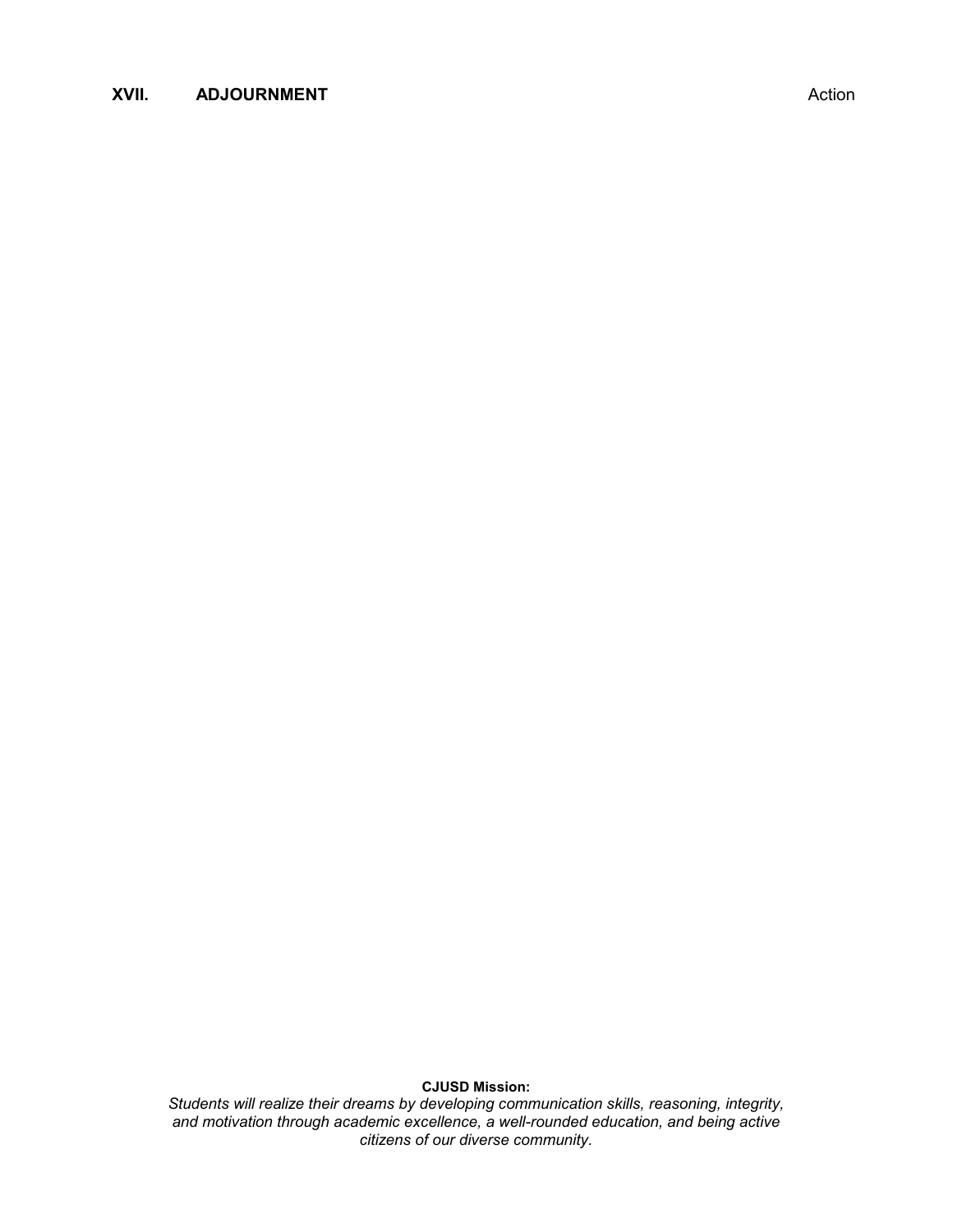**XVII. ADJOURNMENT** Action

**CJUSD Mission:**

*Students will realize their dreams by developing communication skills, reasoning, integrity, and motivation through academic excellence, a well-rounded education, and being active citizens of our diverse community.*